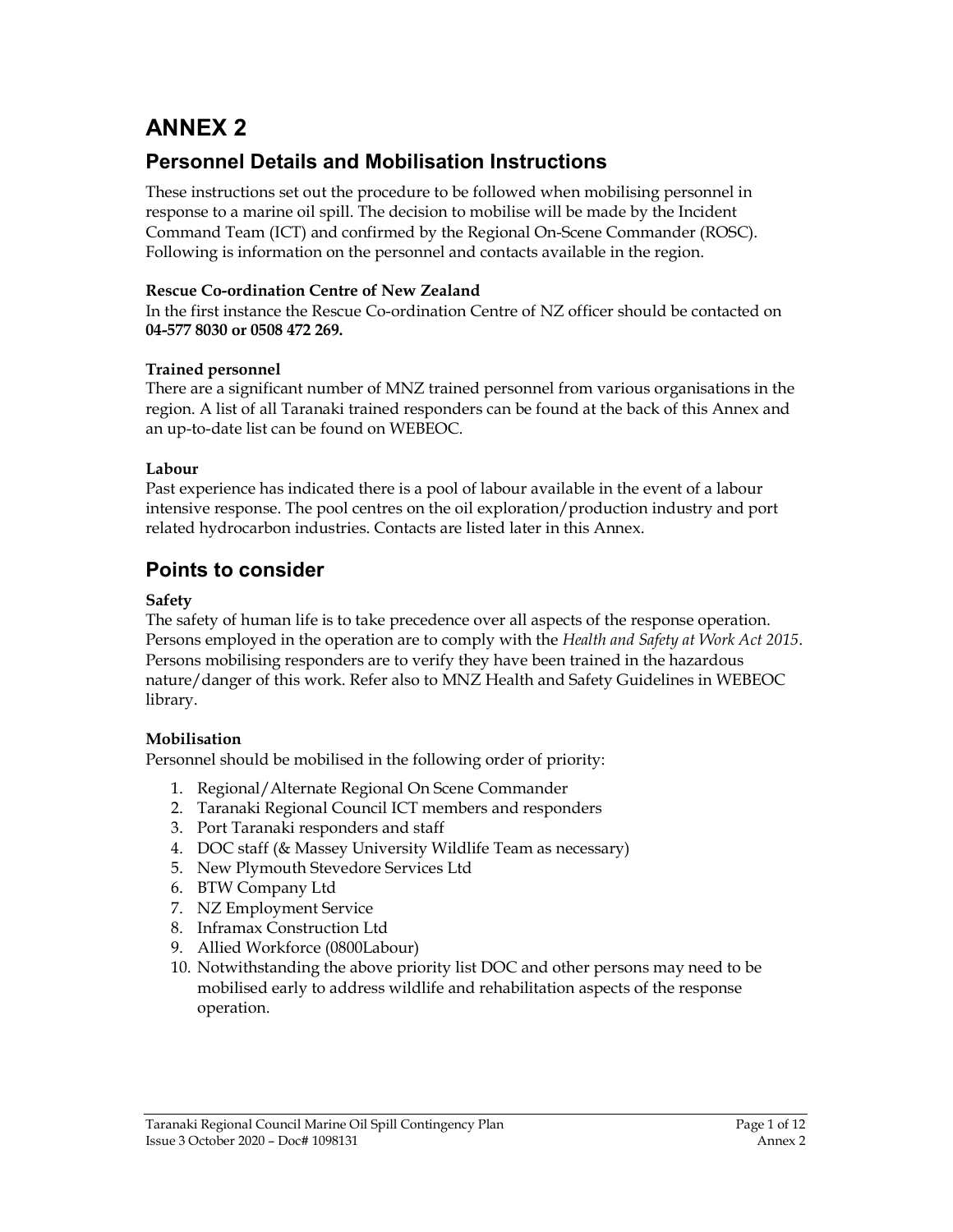# ANNEX 2

## Personnel Details and Mobilisation Instructions

These instructions set out the procedure to be followed when mobilising personnel in response to a marine oil spill. The decision to mobilise will be made by the Incident Command Team (ICT) and confirmed by the Regional On-Scene Commander (ROSC). Following is information on the personnel and contacts available in the region.

**Rescue Co-ordination Centre of New Zealand**

In the first instance the Rescue Co-ordination Centre of NZ officer should be contacted on **04-577 8030 or 0508 472 269.**

**Trained personnel**

There are a significant number of MNZ trained personnel from various organisations in the region. A list of all Taranaki trained responders can be found at the back of this Annex and an up-to-date list can be found on WEBEOC.

**Labour**

Past experience has indicated there is a pool of labour available in the event of a labour intensive response. The pool centres on the oil exploration/production industry and port related hydrocarbon industries. Contacts are listed later in this Annex.

## Points to consider

**Safety**

The safety of human life is to take precedence over all aspects of the response operation. Persons employed in the operation are to comply with the *Health and Safety at Work Act 2015*. Persons mobilising responders are to verify they have been trained in the hazardous nature/danger of this work. Refer also to MNZ Health and Safety Guidelines in WEBEOC library.

**Mobilisation**

Personnel should be mobilised in the following order of priority:

1. Regional/Alternate Regional On Scene Commander
2. Taranaki Regional Council ICT members and responders
3. Port Taranaki responders and staff
4. DOC staff (& Massey University Wildlife Team as necessary)
5. New Plymouth Stevedore Services Ltd
6. BTW Company Ltd
7. NZ Employment Service
8. Inframax Construction Ltd
9. Allied Workforce (0800Labour)
10. Notwithstanding the above priority list DOC and other persons may need to be mobilised early to address wildlife and rehabilitation aspects of the response operation.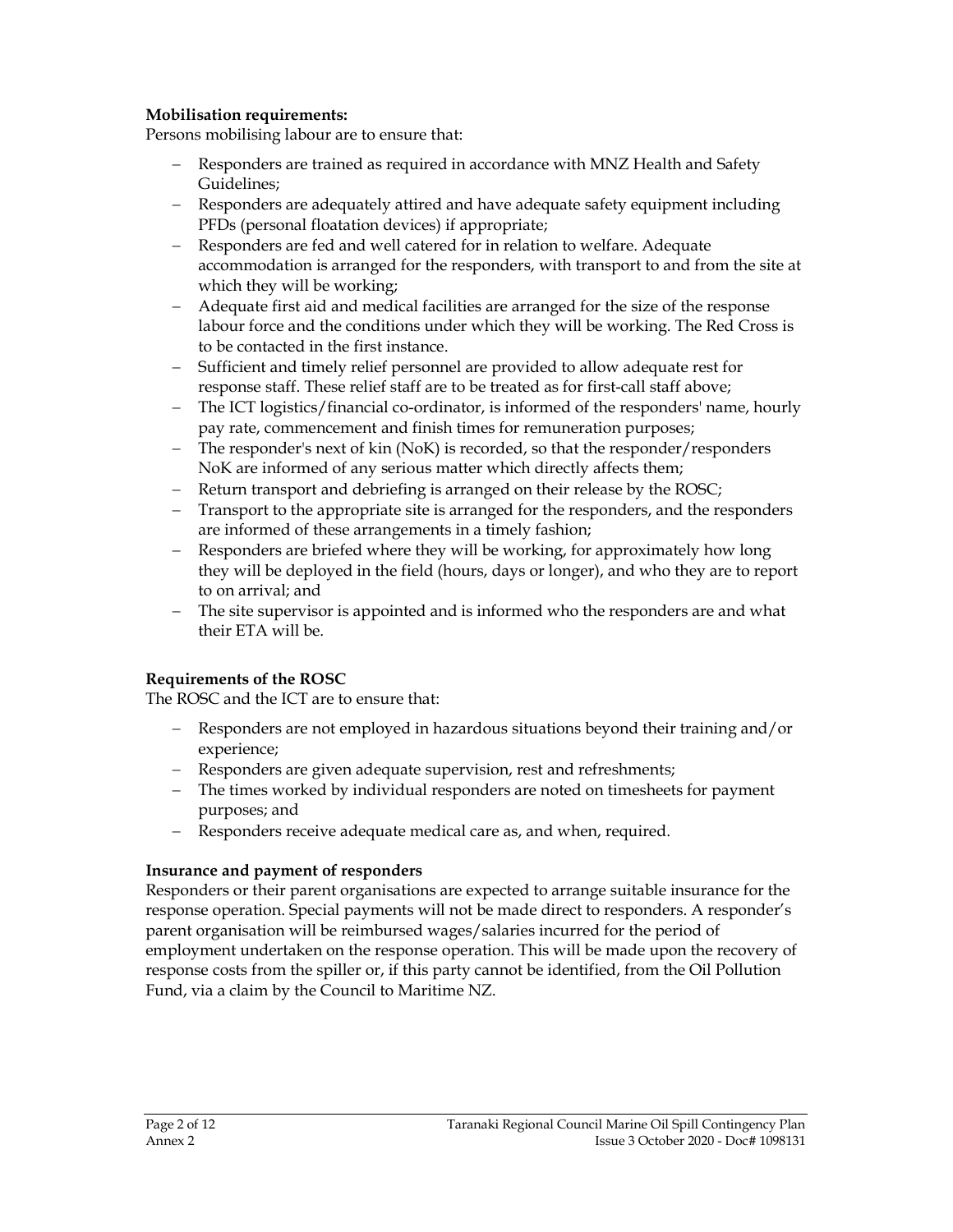**Mobilisation requirements:**

Persons mobilising labour are to ensure that:

- Responders are trained as required in accordance with MNZ Health and Safety Guidelines;
- Responders are adequately attired and have adequate safety equipment including PFDs (personal floatation devices) if appropriate;
- Responders are fed and well catered for in relation to welfare. Adequate accommodation is arranged for the responders, with transport to and from the site at which they will be working;
- Adequate first aid and medical facilities are arranged for the size of the response labour force and the conditions under which they will be working. The Red Cross is to be contacted in the first instance.
- Sufficient and timely relief personnel are provided to allow adequate rest for response staff. These relief staff are to be treated as for first-call staff above;
- The ICT logistics/financial co-ordinator, is informed of the responders' name, hourly pay rate, commencement and finish times for remuneration purposes;
- The responder's next of kin (NoK) is recorded, so that the responder/responders NoK are informed of any serious matter which directly affects them;
- Return transport and debriefing is arranged on their release by the ROSC;
- Transport to the appropriate site is arranged for the responders, and the responders are informed of these arrangements in a timely fashion;
- Responders are briefed where they will be working, for approximately how long they will be deployed in the field (hours, days or longer), and who they are to report to on arrival; and
- The site supervisor is appointed and is informed who the responders are and what their ETA will be.

**Requirements of the ROSC**

The ROSC and the ICT are to ensure that:

- Responders are not employed in hazardous situations beyond their training and/or experience;
- Responders are given adequate supervision, rest and refreshments;
- The times worked by individual responders are noted on timesheets for payment purposes; and
- Responders receive adequate medical care as, and when, required.

**Insurance and payment of responders**

Responders or their parent organisations are expected to arrange suitable insurance for the response operation. Special payments will not be made direct to responders. A responder's parent organisation will be reimbursed wages/salaries incurred for the period of employment undertaken on the response operation. This will be made upon the recovery of response costs from the spiller or, if this party cannot be identified, from the Oil Pollution Fund, via a claim by the Council to Maritime NZ.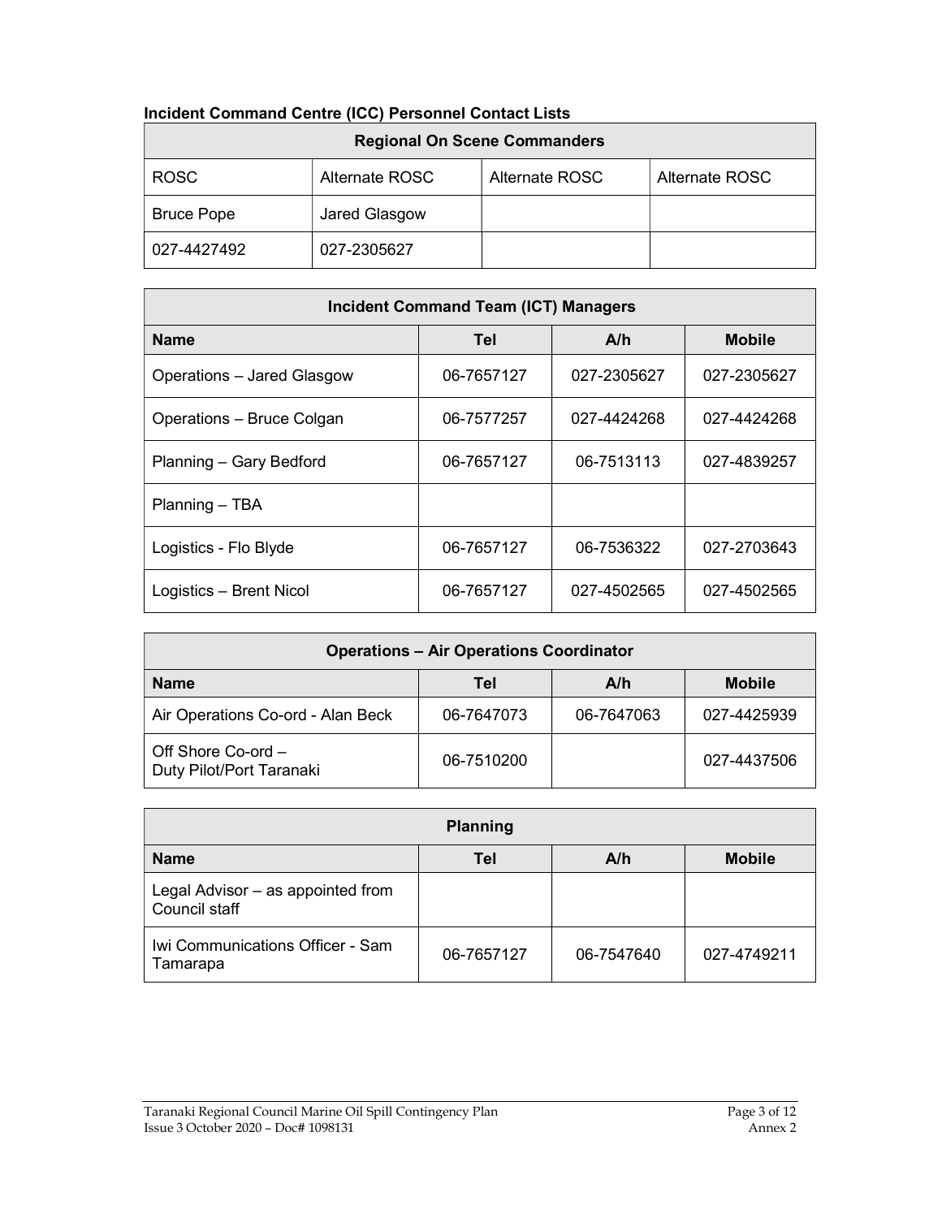**Incident Command Centre (ICC) Personnel Contact Lists**

| Regional On Scene Commanders | | | |
|---|---|---|---|
| ROSC | Alternate ROSC | Alternate ROSC | Alternate ROSC |
| Bruce Pope | Jared Glasgow | | |
| 027-4427492 | 027-2305627 | | |

| Incident Command Team (ICT) Managers | | | |
|---|---|---|---|
| **Name** | **Tel** | **A/h** | **Mobile** |
| Operations – Jared Glasgow | 06-7657127 | 027-2305627 | 027-2305627 |
| Operations – Bruce Colgan | 06-7577257 | 027-4424268 | 027-4424268 |
| Planning – Gary Bedford | 06-7657127 | 06-7513113 | 027-4839257 |
| Planning – TBA | | | |
| Logistics - Flo Blyde | 06-7657127 | 06-7536322 | 027-2703643 |
| Logistics – Brent Nicol | 06-7657127 | 027-4502565 | 027-4502565 |

| Operations – Air Operations Coordinator | | | |
|---|---|---|---|
| **Name** | **Tel** | **A/h** | **Mobile** |
| Air Operations Co-ord - Alan Beck | 06-7647073 | 06-7647063 | 027-4425939 |
| Off Shore Co-ord – Duty Pilot/Port Taranaki | 06-7510200 | | 027-4437506 |

| Planning | | | |
|---|---|---|---|
| **Name** | **Tel** | **A/h** | **Mobile** |
| Legal Advisor – as appointed from Council staff | | | |
| Iwi Communications Officer - Sam Tamarapa | 06-7657127 | 06-7547640 | 027-4749211 |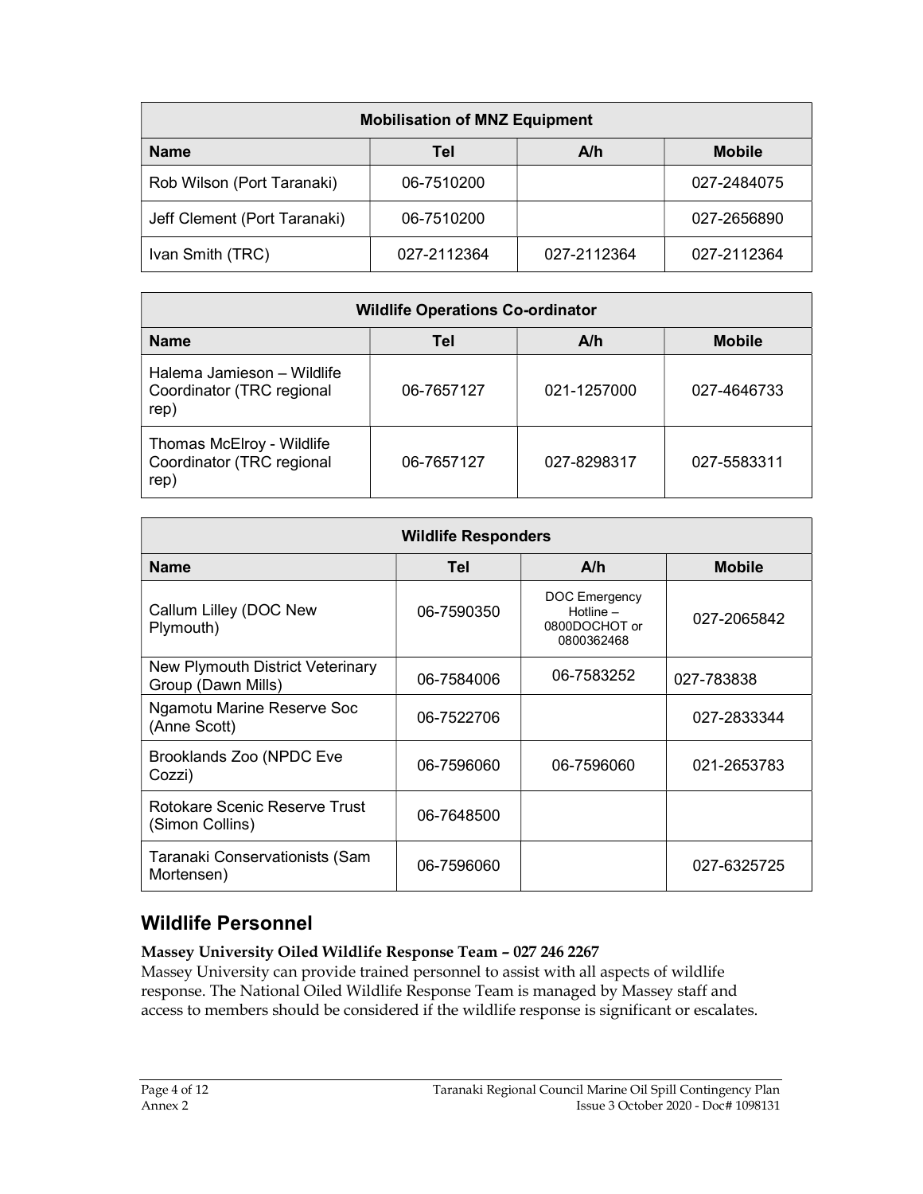| Mobilisation of MNZ Equipment | | | |
|---|---|---|---|
| **Name** | **Tel** | **A/h** | **Mobile** |
| Rob Wilson (Port Taranaki) | 06-7510200 | | 027-2484075 |
| Jeff Clement (Port Taranaki) | 06-7510200 | | 027-2656890 |
| Ivan Smith (TRC) | 027-2112364 | 027-2112364 | 027-2112364 |

| Wildlife Operations Co-ordinator | | | |
|---|---|---|---|
| **Name** | **Tel** | **A/h** | **Mobile** |
| Halema Jamieson – Wildlife Coordinator (TRC regional rep) | 06-7657127 | 021-1257000 | 027-4646733 |
| Thomas McElroy - Wildlife Coordinator (TRC regional rep) | 06-7657127 | 027-8298317 | 027-5583311 |

| Wildlife Responders | | | |
|---|---|---|---|
| **Name** | **Tel** | **A/h** | **Mobile** |
| Callum Lilley (DOC New Plymouth) | 06-7590350 | DOC Emergency Hotline – 0800DOCHOT or 0800362468 | 027-2065842 |
| New Plymouth District Veterinary Group (Dawn Mills) | 06-7584006 | 06-7583252 | 027-783838 |
| Ngamotu Marine Reserve Soc (Anne Scott) | 06-7522706 | | 027-2833344 |
| Brooklands Zoo (NPDC Eve Cozzi) | 06-7596060 | 06-7596060 | 021-2653783 |
| Rotokare Scenic Reserve Trust (Simon Collins) | 06-7648500 | | |
| Taranaki Conservationists (Sam Mortensen) | 06-7596060 | | 027-6325725 |

## Wildlife Personnel

**Massey University Oiled Wildlife Response Team – 027 246 2267**

Massey University can provide trained personnel to assist with all aspects of wildlife response. The National Oiled Wildlife Response Team is managed by Massey staff and access to members should be considered if the wildlife response is significant or escalates.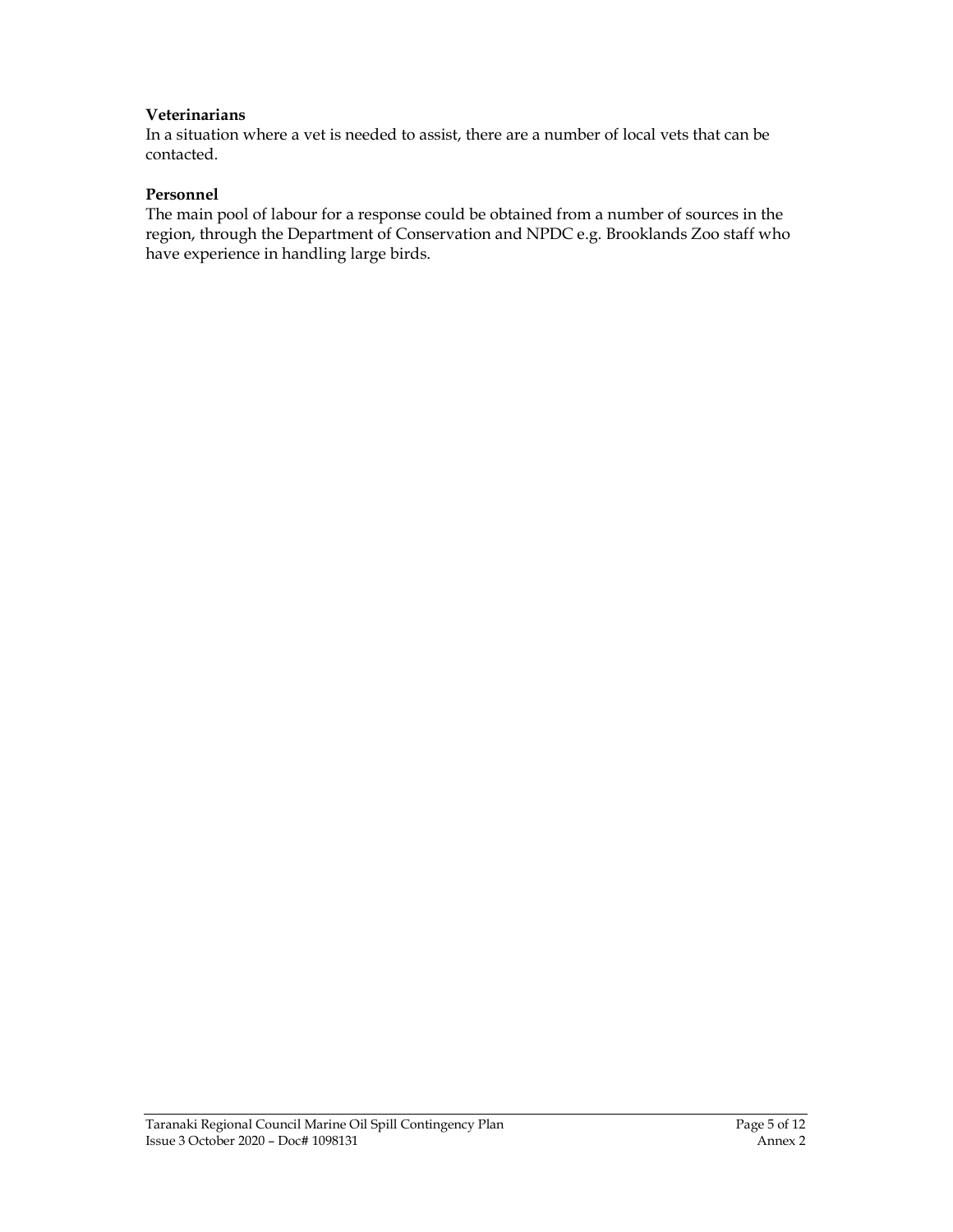**Veterinarians**

In a situation where a vet is needed to assist, there are a number of local vets that can be contacted.

**Personnel**

The main pool of labour for a response could be obtained from a number of sources in the region, through the Department of Conservation and NPDC e.g. Brooklands Zoo staff who have experience in handling large birds.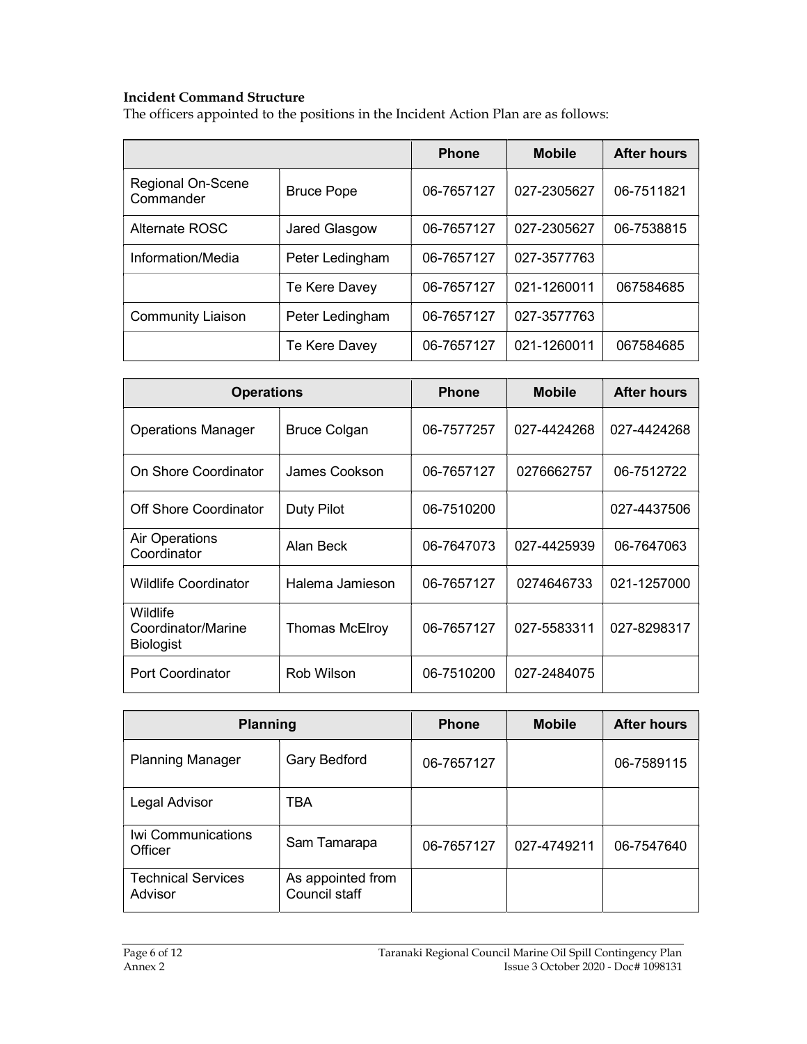**Incident Command Structure**

The officers appointed to the positions in the Incident Action Plan are as follows:

| | | Phone | Mobile | After hours |
|---|---|---|---|---|
| Regional On-Scene Commander | Bruce Pope | 06-7657127 | 027-2305627 | 06-7511821 |
| Alternate ROSC | Jared Glasgow | 06-7657127 | 027-2305627 | 06-7538815 |
| Information/Media | Peter Ledingham | 06-7657127 | 027-3577763 | |
| | Te Kere Davey | 06-7657127 | 021-1260011 | 067584685 |
| Community Liaison | Peter Ledingham | 06-7657127 | 027-3577763 | |
| | Te Kere Davey | 06-7657127 | 021-1260011 | 067584685 |

| Operations | | Phone | Mobile | After hours |
|---|---|---|---|---|
| Operations Manager | Bruce Colgan | 06-7577257 | 027-4424268 | 027-4424268 |
| On Shore Coordinator | James Cookson | 06-7657127 | 0276662757 | 06-7512722 |
| Off Shore Coordinator | Duty Pilot | 06-7510200 | | 027-4437506 |
| Air Operations Coordinator | Alan Beck | 06-7647073 | 027-4425939 | 06-7647063 |
| Wildlife Coordinator | Halema Jamieson | 06-7657127 | 0274646733 | 021-1257000 |
| Wildlife Coordinator/Marine Biologist | Thomas McElroy | 06-7657127 | 027-5583311 | 027-8298317 |
| Port Coordinator | Rob Wilson | 06-7510200 | 027-2484075 | |

| Planning | | Phone | Mobile | After hours |
|---|---|---|---|---|
| Planning Manager | Gary Bedford | 06-7657127 | | 06-7589115 |
| Legal Advisor | TBA | | | |
| Iwi Communications Officer | Sam Tamarapa | 06-7657127 | 027-4749211 | 06-7547640 |
| Technical Services Advisor | As appointed from Council staff | | | |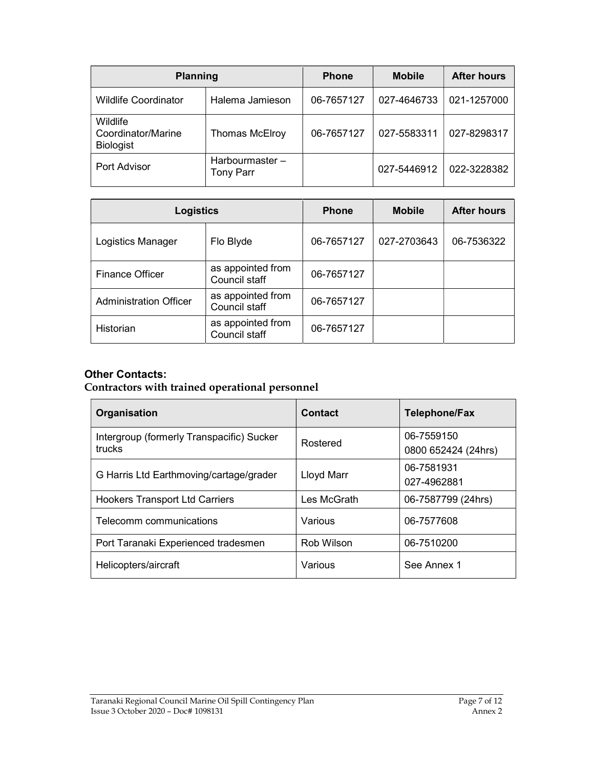| Planning | | Phone | Mobile | After hours |
|---|---|---|---|---|
| Wildlife Coordinator | Halema Jamieson | 06-7657127 | 027-4646733 | 021-1257000 |
| Wildlife Coordinator/Marine Biologist | Thomas McElroy | 06-7657127 | 027-5583311 | 027-8298317 |
| Port Advisor | Harbourmaster – Tony Parr | | 027-5446912 | 022-3228382 |

| Logistics | | Phone | Mobile | After hours |
|---|---|---|---|---|
| Logistics Manager | Flo Blyde | 06-7657127 | 027-2703643 | 06-7536322 |
| Finance Officer | as appointed from Council staff | 06-7657127 | | |
| Administration Officer | as appointed from Council staff | 06-7657127 | | |
| Historian | as appointed from Council staff | 06-7657127 | | |

### Other Contacts:

**Contractors with trained operational personnel**

| Organisation | Contact | Telephone/Fax |
|---|---|---|
| Intergroup (formerly Transpacific) Sucker trucks | Rostered | 06-7559150<br>0800 652424 (24hrs) |
| G Harris Ltd Earthmoving/cartage/grader | Lloyd Marr | 06-7581931<br>027-4962881 |
| Hookers Transport Ltd Carriers | Les McGrath | 06-7587799 (24hrs) |
| Telecomm communications | Various | 06-7577608 |
| Port Taranaki Experienced tradesmen | Rob Wilson | 06-7510200 |
| Helicopters/aircraft | Various | See Annex 1 |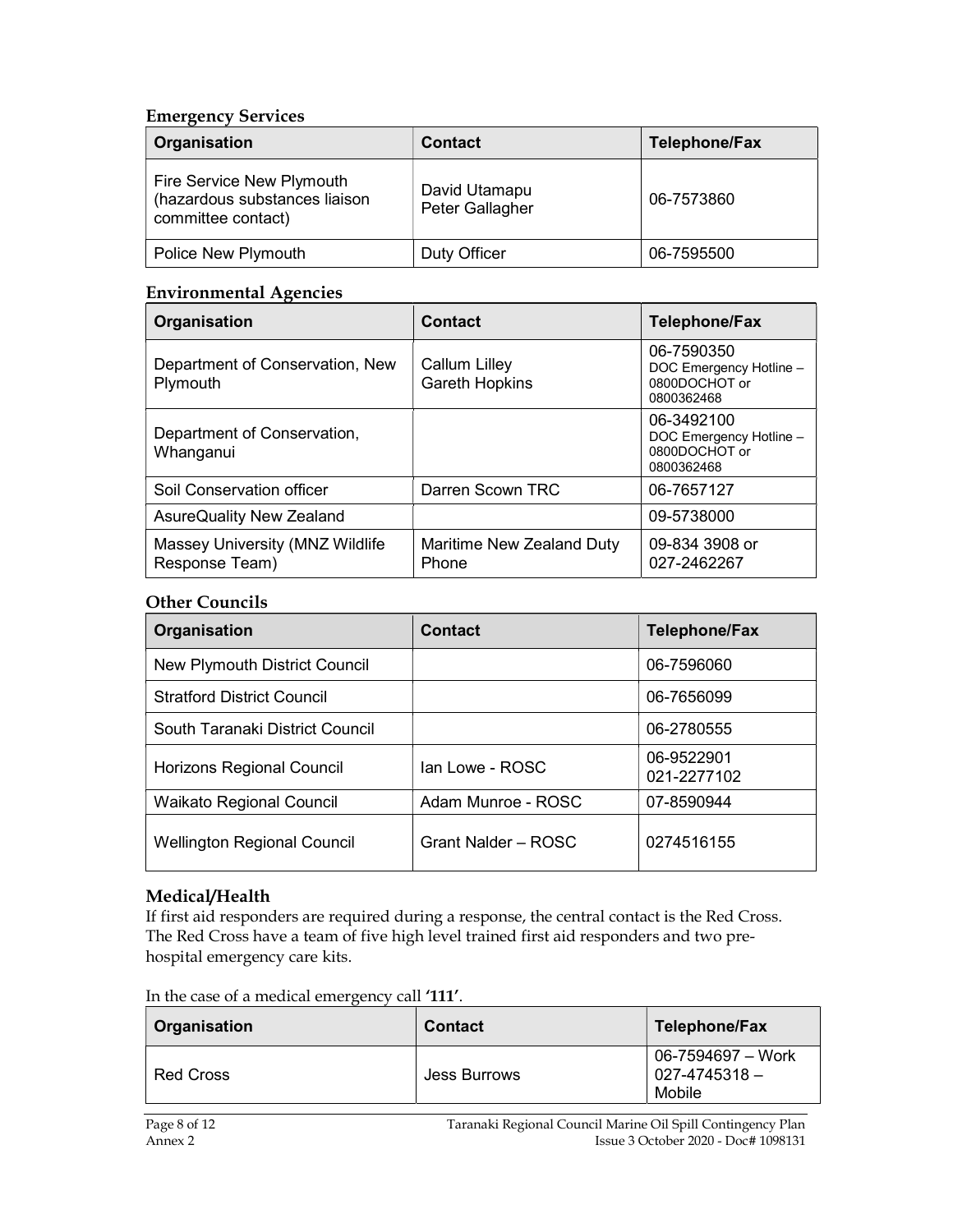### Emergency Services

| Organisation | Contact | Telephone/Fax |
|---|---|---|
| Fire Service New Plymouth (hazardous substances liaison committee contact) | David Utamapu<br>Peter Gallagher | 06-7573860 |
| Police New Plymouth | Duty Officer | 06-7595500 |

### Environmental Agencies

| Organisation | Contact | Telephone/Fax |
|---|---|---|
| Department of Conservation, New Plymouth | Callum Lilley<br>Gareth Hopkins | 06-7590350<br>DOC Emergency Hotline – 0800DOCHOT or 0800362468 |
| Department of Conservation, Whanganui | | 06-3492100<br>DOC Emergency Hotline – 0800DOCHOT or 0800362468 |
| Soil Conservation officer | Darren Scown TRC | 06-7657127 |
| AsureQuality New Zealand | | 09-5738000 |
| Massey University (MNZ Wildlife Response Team) | Maritime New Zealand Duty Phone | 09-834 3908 or 027-2462267 |

### Other Councils

| Organisation | Contact | Telephone/Fax |
|---|---|---|
| New Plymouth District Council | | 06-7596060 |
| Stratford District Council | | 06-7656099 |
| South Taranaki District Council | | 06-2780555 |
| Horizons Regional Council | Ian Lowe - ROSC | 06-9522901<br>021-2277102 |
| Waikato Regional Council | Adam Munroe - ROSC | 07-8590944 |
| Wellington Regional Council | Grant Nalder – ROSC | 0274516155 |

### Medical/Health

If first aid responders are required during a response, the central contact is the Red Cross. The Red Cross have a team of five high level trained first aid responders and two pre-hospital emergency care kits.

In the case of a medical emergency call **'111'**.

| Organisation | Contact | Telephone/Fax |
|---|---|---|
| Red Cross | Jess Burrows | 06-7594697 – Work<br>027-4745318 – Mobile |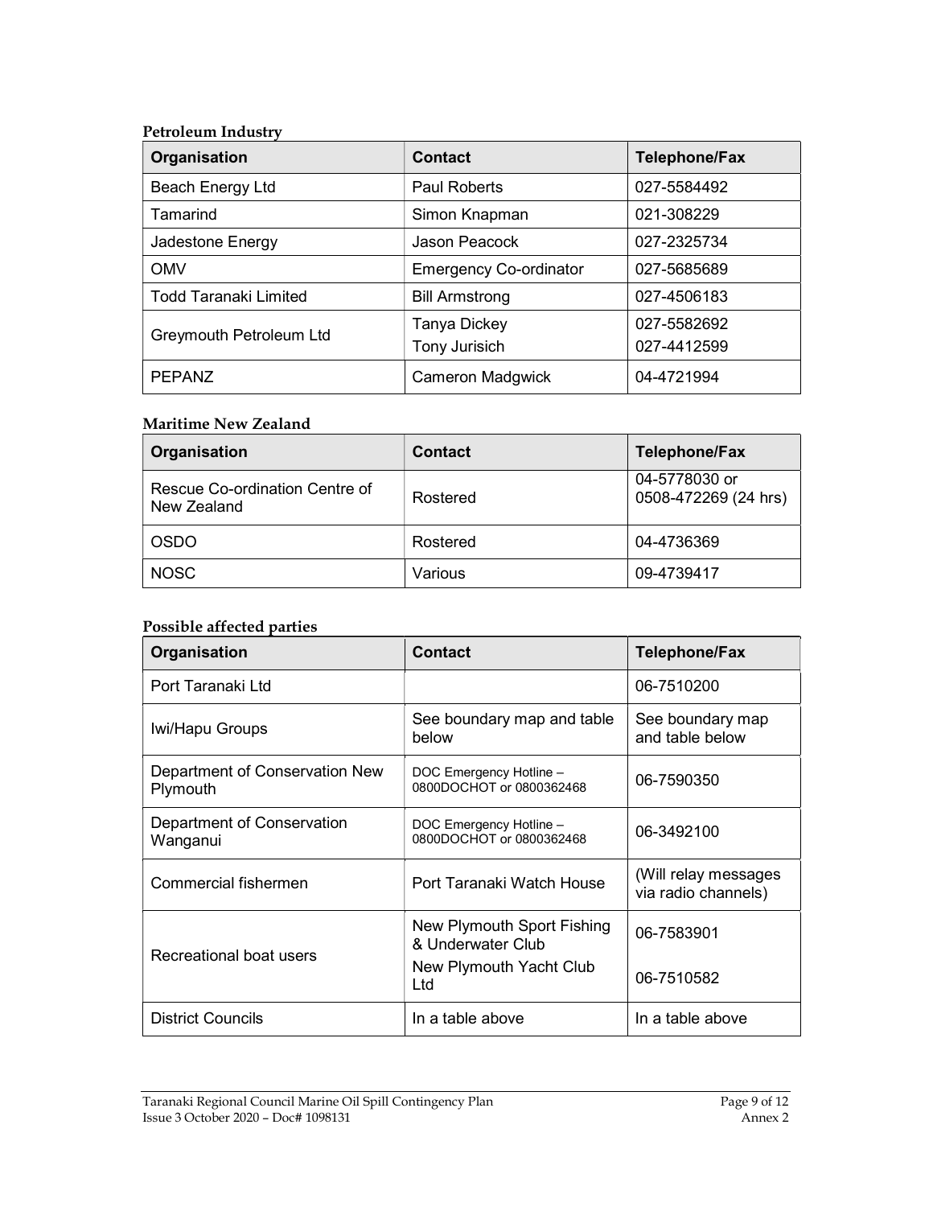**Petroleum Industry**

| Organisation | Contact | Telephone/Fax |
|---|---|---|
| Beach Energy Ltd | Paul Roberts | 027-5584492 |
| Tamarind | Simon Knapman | 021-308229 |
| Jadestone Energy | Jason Peacock | 027-2325734 |
| OMV | Emergency Co-ordinator | 027-5685689 |
| Todd Taranaki Limited | Bill Armstrong | 027-4506183 |
| Greymouth Petroleum Ltd | Tanya Dickey<br>Tony Jurisich | 027-5582692<br>027-4412599 |
| PEPANZ | Cameron Madgwick | 04-4721994 |

**Maritime New Zealand**

| Organisation | Contact | Telephone/Fax |
|---|---|---|
| Rescue Co-ordination Centre of New Zealand | Rostered | 04-5778030 or 0508-472269 (24 hrs) |
| OSDO | Rostered | 04-4736369 |
| NOSC | Various | 09-4739417 |

**Possible affected parties**

| Organisation | Contact | Telephone/Fax |
|---|---|---|
| Port Taranaki Ltd | | 06-7510200 |
| Iwi/Hapu Groups | See boundary map and table below | See boundary map and table below |
| Department of Conservation New Plymouth | DOC Emergency Hotline – 0800DOCHOT or 0800362468 | 06-7590350 |
| Department of Conservation Wanganui | DOC Emergency Hotline – 0800DOCHOT or 0800362468 | 06-3492100 |
| Commercial fishermen | Port Taranaki Watch House | (Will relay messages via radio channels) |
| Recreational boat users | New Plymouth Sport Fishing & Underwater Club<br>New Plymouth Yacht Club Ltd | 06-7583901<br>06-7510582 |
| District Councils | In a table above | In a table above |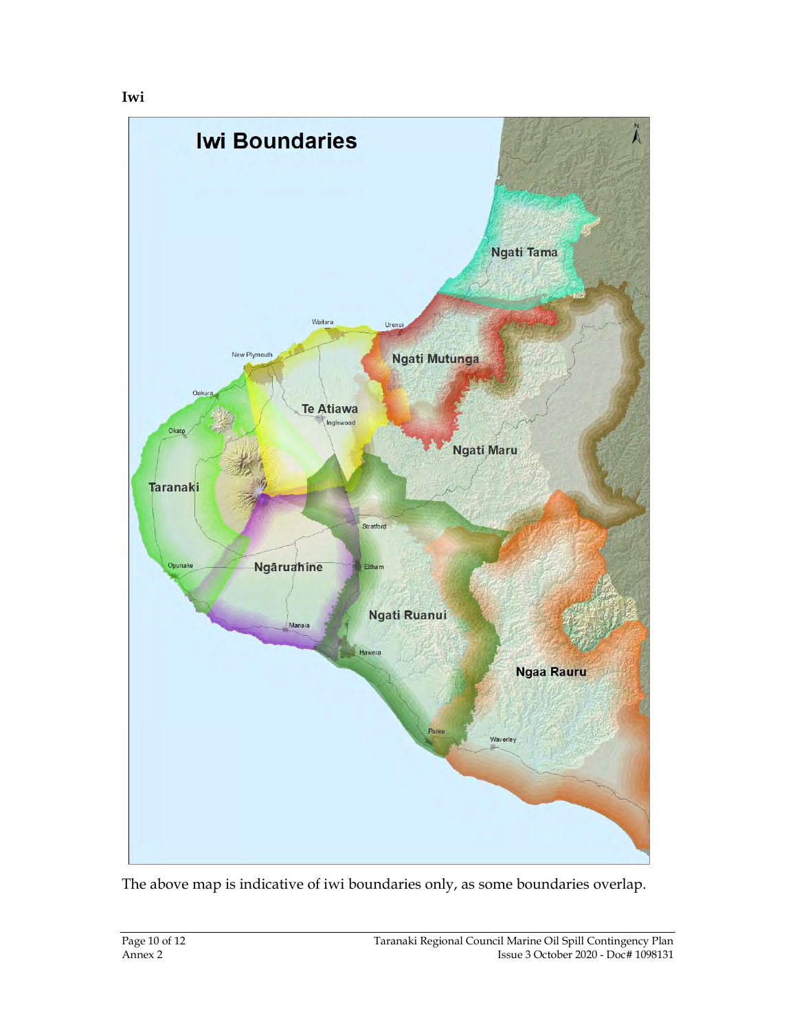**Iwi**

The above map is indicative of iwi boundaries only, as some boundaries overlap.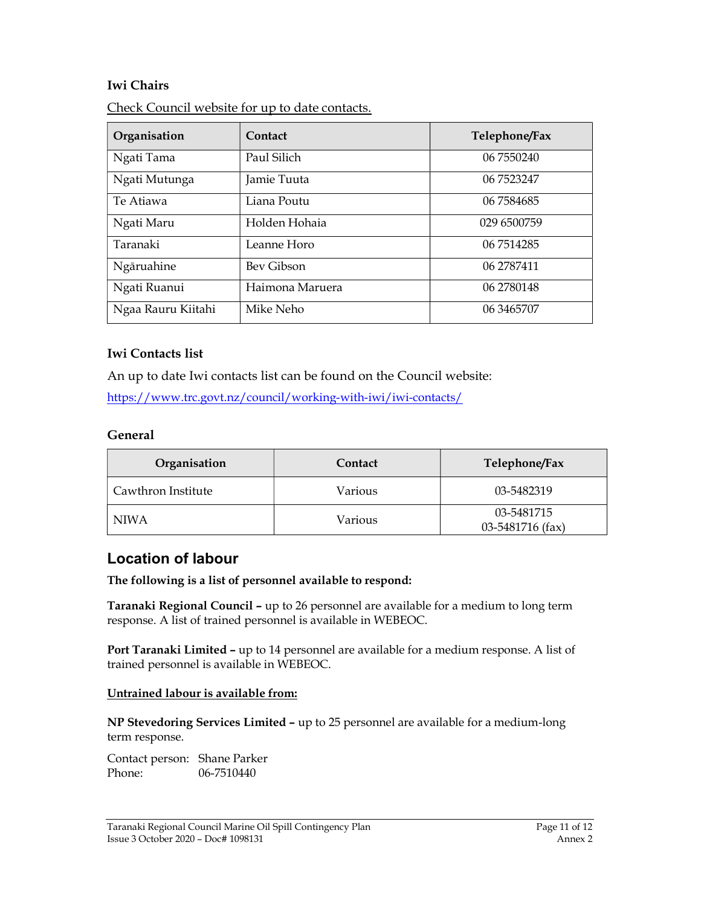### Iwi Chairs

Check Council website for up to date contacts.

| Organisation | Contact | Telephone/Fax |
|---|---|---|
| Ngati Tama | Paul Silich | 06 7550240 |
| Ngati Mutunga | Jamie Tuuta | 06 7523247 |
| Te Atiawa | Liana Poutu | 06 7584685 |
| Ngati Maru | Holden Hohaia | 029 6500759 |
| Taranaki | Leanne Horo | 06 7514285 |
| Ngāruahine | Bev Gibson | 06 2787411 |
| Ngati Ruanui | Haimona Maruera | 06 2780148 |
| Ngaa Rauru Kiitahi | Mike Neho | 06 3465707 |

### Iwi Contacts list

An up to date Iwi contacts list can be found on the Council website:

https://www.trc.govt.nz/council/working-with-iwi/iwi-contacts/

### General

| Organisation | Contact | Telephone/Fax |
|---|---|---|
| Cawthron Institute | Various | 03-5482319 |
| NIWA | Various | 03-5481715<br>03-5481716 (fax) |

## Location of labour

**The following is a list of personnel available to respond:**

**Taranaki Regional Council –** up to 26 personnel are available for a medium to long term response. A list of trained personnel is available in WEBEOC.

**Port Taranaki Limited –** up to 14 personnel are available for a medium response. A list of trained personnel is available in WEBEOC.

**Untrained labour is available from:**

**NP Stevedoring Services Limited –** up to 25 personnel are available for a medium-long term response.

Contact person: Shane Parker
Phone: 06-7510440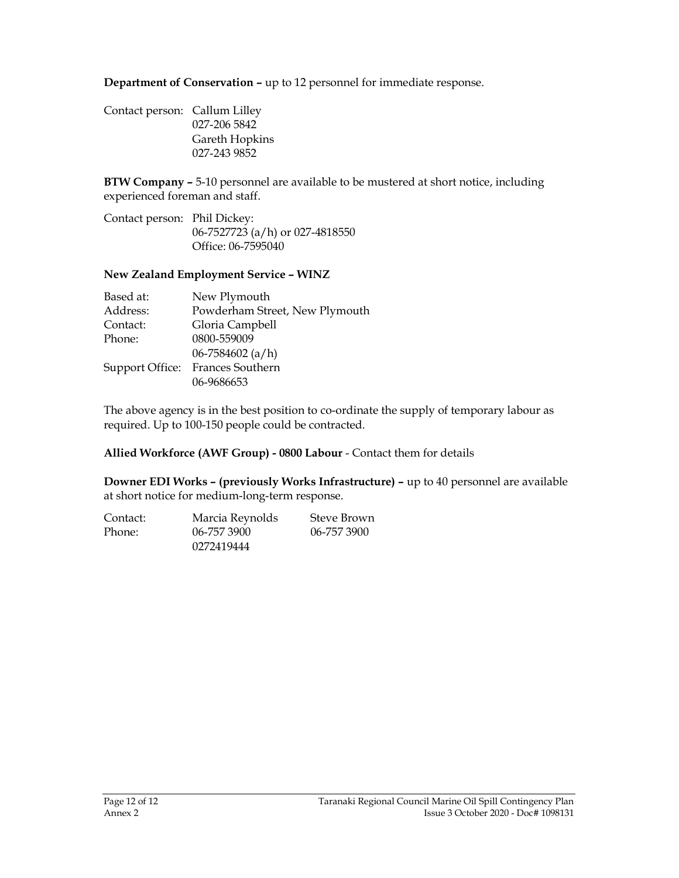**Department of Conservation –** up to 12 personnel for immediate response.

Contact person: Callum Lilley
027-206 5842
Gareth Hopkins
027-243 9852

**BTW Company –** 5-10 personnel are available to be mustered at short notice, including experienced foreman and staff.

Contact person: Phil Dickey:
06-7527723 (a/h) or 027-4818550
Office: 06-7595040

**New Zealand Employment Service – WINZ**

| | |
|---|---|
| Based at: | New Plymouth |
| Address: | Powderham Street, New Plymouth |
| Contact: | Gloria Campbell |
| Phone: | 0800-559009 |
| | 06-7584602 (a/h) |
| Support Office: | Frances Southern |
| | 06-9686653 |

The above agency is in the best position to co-ordinate the supply of temporary labour as required. Up to 100-150 people could be contracted.

**Allied Workforce (AWF Group) - 0800 Labour** - Contact them for details

**Downer EDI Works – (previously Works Infrastructure) –** up to 40 personnel are available at short notice for medium-long-term response.

| | | |
|---|---|---|
| Contact: | Marcia Reynolds | Steve Brown |
| Phone: | 06-757 3900 | 06-757 3900 |
| | 0272419444 | |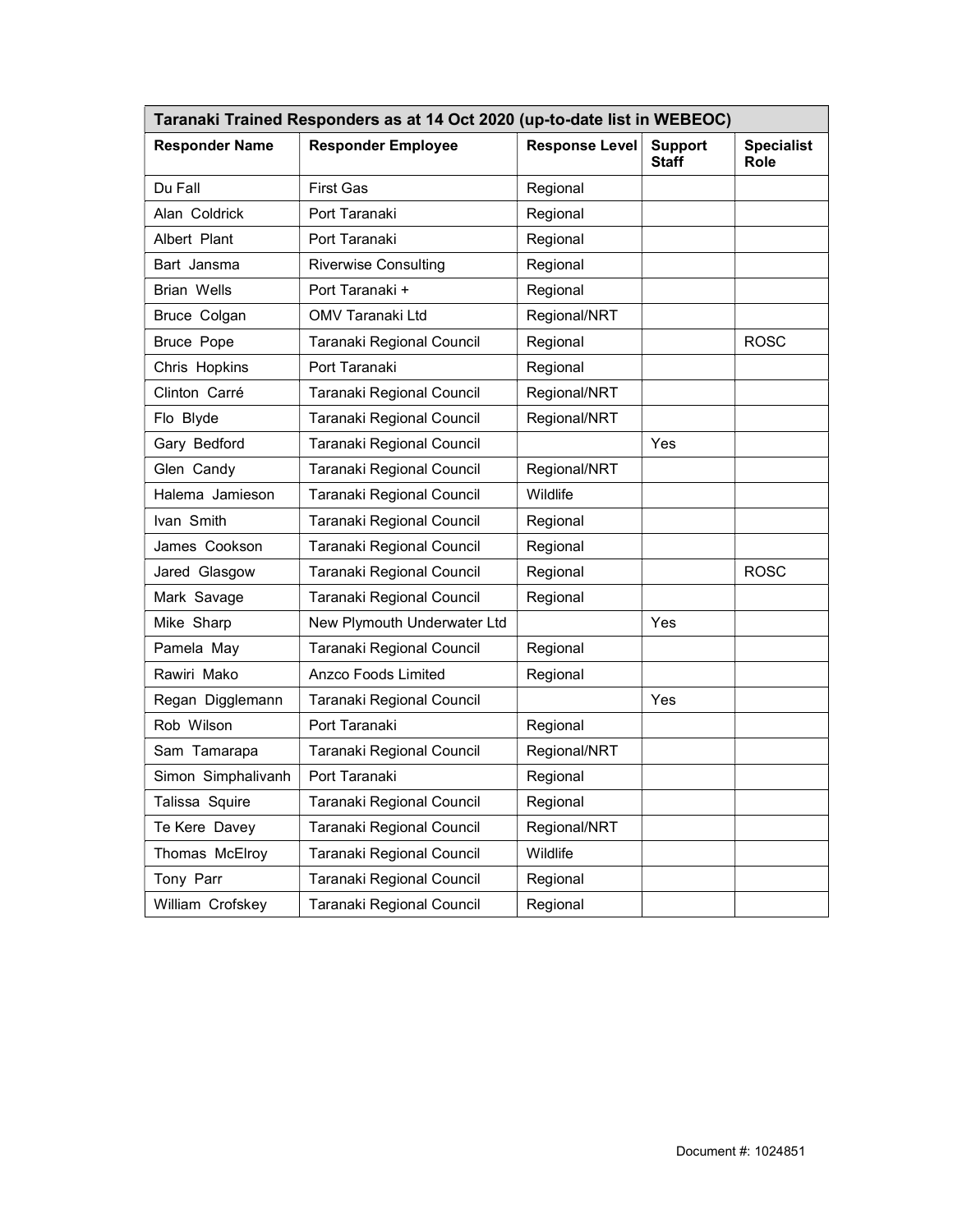| Taranaki Trained Responders as at 14 Oct 2020 (up-to-date list in WEBEOC) | | | | |
|---|---|---|---|---|
| **Responder Name** | **Responder Employee** | **Response Level** | **Support Staff** | **Specialist Role** |
| Du Fall | First Gas | Regional | | |
| Alan Coldrick | Port Taranaki | Regional | | |
| Albert Plant | Port Taranaki | Regional | | |
| Bart Jansma | Riverwise Consulting | Regional | | |
| Brian Wells | Port Taranaki + | Regional | | |
| Bruce Colgan | OMV Taranaki Ltd | Regional/NRT | | |
| Bruce Pope | Taranaki Regional Council | Regional | | ROSC |
| Chris Hopkins | Port Taranaki | Regional | | |
| Clinton Carré | Taranaki Regional Council | Regional/NRT | | |
| Flo Blyde | Taranaki Regional Council | Regional/NRT | | |
| Gary Bedford | Taranaki Regional Council | | Yes | |
| Glen Candy | Taranaki Regional Council | Regional/NRT | | |
| Halema Jamieson | Taranaki Regional Council | Wildlife | | |
| Ivan Smith | Taranaki Regional Council | Regional | | |
| James Cookson | Taranaki Regional Council | Regional | | |
| Jared Glasgow | Taranaki Regional Council | Regional | | ROSC |
| Mark Savage | Taranaki Regional Council | Regional | | |
| Mike Sharp | New Plymouth Underwater Ltd | | Yes | |
| Pamela May | Taranaki Regional Council | Regional | | |
| Rawiri Mako | Anzco Foods Limited | Regional | | |
| Regan Digglemann | Taranaki Regional Council | | Yes | |
| Rob Wilson | Port Taranaki | Regional | | |
| Sam Tamarapa | Taranaki Regional Council | Regional/NRT | | |
| Simon Simphalivanh | Port Taranaki | Regional | | |
| Talissa Squire | Taranaki Regional Council | Regional | | |
| Te Kere Davey | Taranaki Regional Council | Regional/NRT | | |
| Thomas McElroy | Taranaki Regional Council | Wildlife | | |
| Tony Parr | Taranaki Regional Council | Regional | | |
| William Crofskey | Taranaki Regional Council | Regional | | |

Document #: 1024851